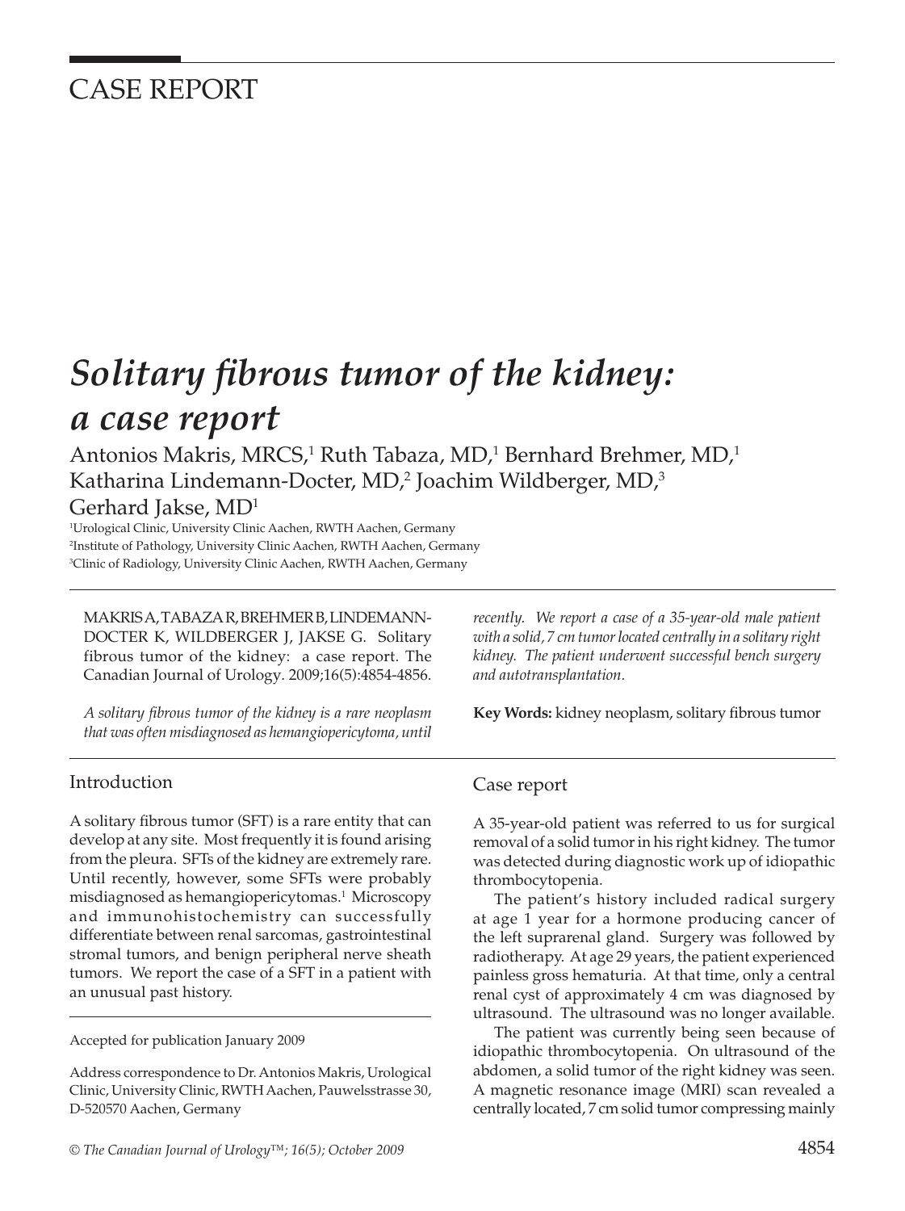CASE REPORT

# Solitary fibrous tumor of the kidney: a case report

Antonios Makris, MRCS,[1] Ruth Tabaza, MD,[1] Bernhard Brehmer, MD,[1] Katharina Lindemann-Docter, MD,[2] Joachim Wildberger, MD,[3] Gerhard Jakse, MD[1]

[1]Urological Clinic, University Clinic Aachen, RWTH Aachen, Germany
[2]Institute of Pathology, University Clinic Aachen, RWTH Aachen, Germany
[3]Clinic of Radiology, University Clinic Aachen, RWTH Aachen, Germany

MAKRIS A, TABAZA R, BREHMER B, LINDEMANN-DOCTER K, WILDBERGER J, JAKSE G. Solitary fibrous tumor of the kidney: a case report. The Canadian Journal of Urology. 2009;16(5):4854-4856.

*A solitary fibrous tumor of the kidney is a rare neoplasm that was often misdiagnosed as hemangiopericytoma, until recently. We report a case of a 35-year-old male patient with a solid, 7 cm tumor located centrally in a solitary right kidney. The patient underwent successful bench surgery and autotransplantation.*

**Key Words:** kidney neoplasm, solitary fibrous tumor

## Introduction

A solitary fibrous tumor (SFT) is a rare entity that can develop at any site. Most frequently it is found arising from the pleura. SFTs of the kidney are extremely rare. Until recently, however, some SFTs were probably misdiagnosed as hemangiopericytomas.[1] Microscopy and immunohistochemistry can successfully differentiate between renal sarcomas, gastrointestinal stromal tumors, and benign peripheral nerve sheath tumors. We report the case of a SFT in a patient with an unusual past history.

Accepted for publication January 2009

Address correspondence to Dr. Antonios Makris, Urological Clinic, University Clinic, RWTH Aachen, Pauwelsstrasse 30, D-520570 Aachen, Germany

## Case report

A 35-year-old patient was referred to us for surgical removal of a solid tumor in his right kidney. The tumor was detected during diagnostic work up of idiopathic thrombocytopenia.

The patient's history included radical surgery at age 1 year for a hormone producing cancer of the left suprarenal gland. Surgery was followed by radiotherapy. At age 29 years, the patient experienced painless gross hematuria. At that time, only a central renal cyst of approximately 4 cm was diagnosed by ultrasound. The ultrasound was no longer available.

The patient was currently being seen because of idiopathic thrombocytopenia. On ultrasound of the abdomen, a solid tumor of the right kidney was seen. A magnetic resonance image (MRI) scan revealed a centrally located, 7 cm solid tumor compressing mainly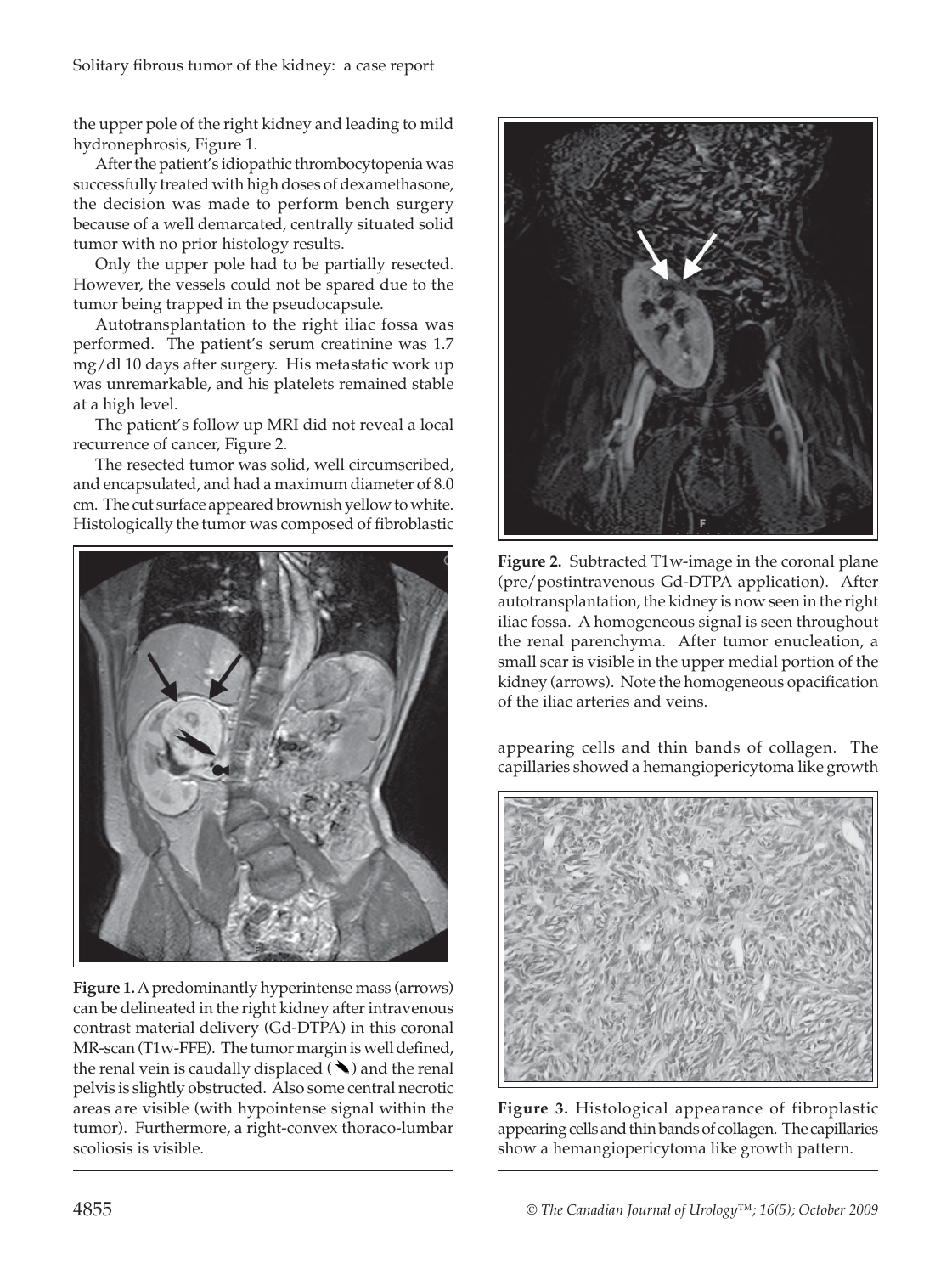the upper pole of the right kidney and leading to mild hydronephrosis, Figure 1.

After the patient's idiopathic thrombocytopenia was successfully treated with high doses of dexamethasone, the decision was made to perform bench surgery because of a well demarcated, centrally situated solid tumor with no prior histology results.

Only the upper pole had to be partially resected. However, the vessels could not be spared due to the tumor being trapped in the pseudocapsule.

Autotransplantation to the right iliac fossa was performed. The patient's serum creatinine was 1.7 mg/dl 10 days after surgery. His metastatic work up was unremarkable, and his platelets remained stable at a high level.

The patient's follow up MRI did not reveal a local recurrence of cancer, Figure 2.

The resected tumor was solid, well circumscribed, and encapsulated, and had a maximum diameter of 8.0 cm. The cut surface appeared brownish yellow to white. Histologically the tumor was composed of fibroblastic appearing cells and thin bands of collagen. The capillaries showed a hemangiopericytoma like growth

**Figure 1.** A predominantly hyperintense mass (arrows) can be delineated in the right kidney after intravenous contrast material delivery (Gd-DTPA) in this coronal MR-scan (T1w-FFE). The tumor margin is well defined, the renal vein is caudally displaced (➘) and the renal pelvis is slightly obstructed. Also some central necrotic areas are visible (with hypointense signal within the tumor). Furthermore, a right-convex thoraco-lumbar scoliosis is visible.

**Figure 2.** Subtracted T1w-image in the coronal plane (pre/postintravenous Gd-DTPA application). After autotransplantation, the kidney is now seen in the right iliac fossa. A homogeneous signal is seen throughout the renal parenchyma. After tumor enucleation, a small scar is visible in the upper medial portion of the kidney (arrows). Note the homogeneous opacification of the iliac arteries and veins.

**Figure 3.** Histological appearance of fibroplastic appearing cells and thin bands of collagen. The capillaries show a hemangiopericytoma like growth pattern.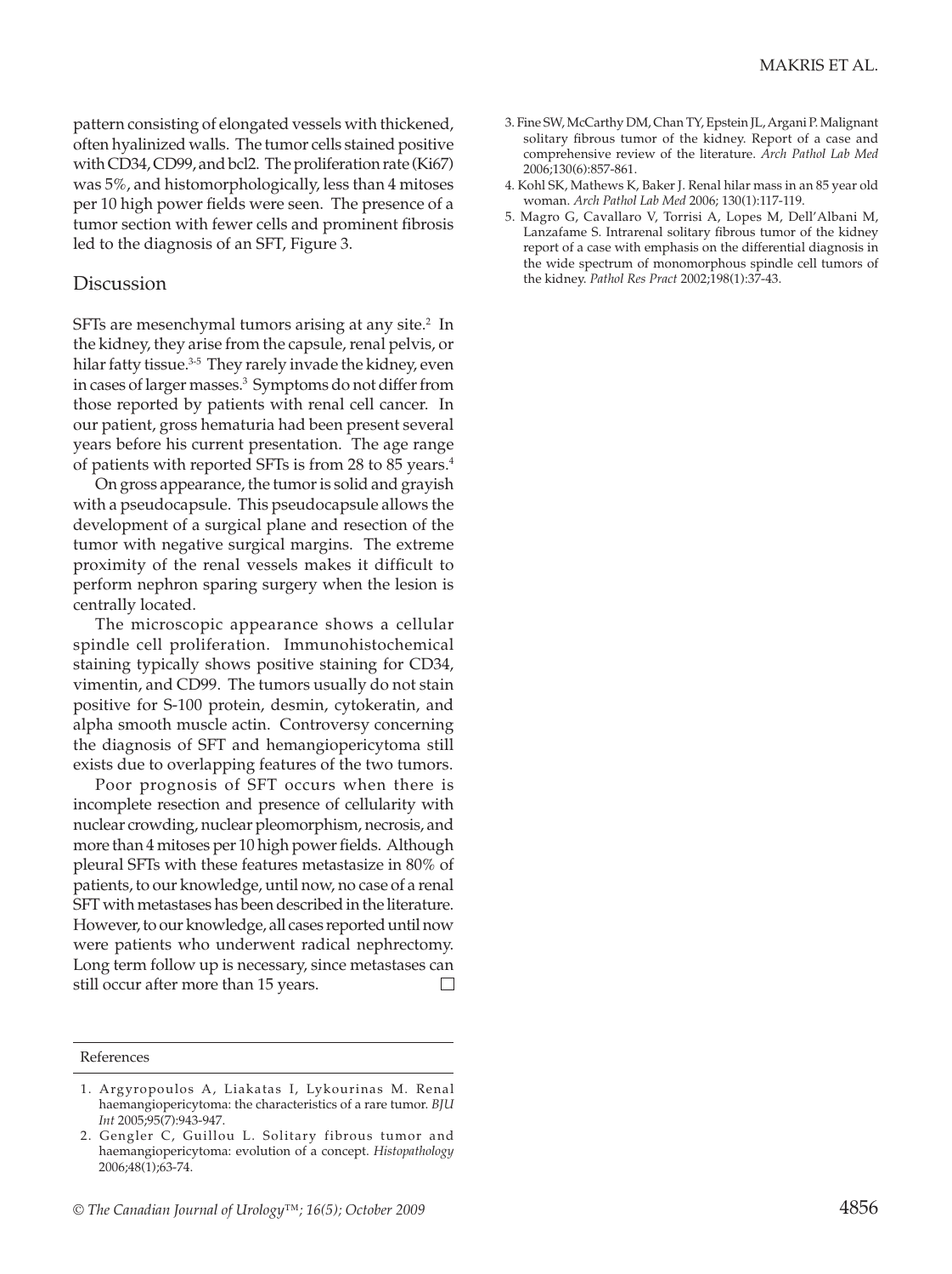pattern consisting of elongated vessels with thickened, often hyalinized walls. The tumor cells stained positive with CD34, CD99, and bcl2. The proliferation rate (Ki67) was 5%, and histomorphologically, less than 4 mitoses per 10 high power fields were seen. The presence of a tumor section with fewer cells and prominent fibrosis led to the diagnosis of an SFT, Figure 3.

## Discussion

SFTs are mesenchymal tumors arising at any site.[2] In the kidney, they arise from the capsule, renal pelvis, or hilar fatty tissue.[3-5] They rarely invade the kidney, even in cases of larger masses.[3] Symptoms do not differ from those reported by patients with renal cell cancer. In our patient, gross hematuria had been present several years before his current presentation. The age range of patients with reported SFTs is from 28 to 85 years.[4]

On gross appearance, the tumor is solid and grayish with a pseudocapsule. This pseudocapsule allows the development of a surgical plane and resection of the tumor with negative surgical margins. The extreme proximity of the renal vessels makes it difficult to perform nephron sparing surgery when the lesion is centrally located.

The microscopic appearance shows a cellular spindle cell proliferation. Immunohistochemical staining typically shows positive staining for CD34, vimentin, and CD99. The tumors usually do not stain positive for S-100 protein, desmin, cytokeratin, and alpha smooth muscle actin. Controversy concerning the diagnosis of SFT and hemangiopericytoma still exists due to overlapping features of the two tumors.

Poor prognosis of SFT occurs when there is incomplete resection and presence of cellularity with nuclear crowding, nuclear pleomorphism, necrosis, and more than 4 mitoses per 10 high power fields. Although pleural SFTs with these features metastasize in 80% of patients, to our knowledge, until now, no case of a renal SFT with metastases has been described in the literature. However, to our knowledge, all cases reported until now were patients who underwent radical nephrectomy. Long term follow up is necessary, since metastases can still occur after more than 15 years.

## References

1. Argyropoulos A, Liakatas I, Lykourinas M. Renal haemangiopericytoma: the characteristics of a rare tumor. *BJU Int* 2005;95(7):943-947.
2. Gengler C, Guillou L. Solitary fibrous tumor and haemangiopericytoma: evolution of a concept. *Histopathology* 2006;48(1);63-74.
3. Fine SW, McCarthy DM, Chan TY, Epstein JL, Argani P. Malignant solitary fibrous tumor of the kidney. Report of a case and comprehensive review of the literature. *Arch Pathol Lab Med* 2006;130(6):857-861.
4. Kohl SK, Mathews K, Baker J. Renal hilar mass in an 85 year old woman. *Arch Pathol Lab Med* 2006; 130(1):117-119.
5. Magro G, Cavallaro V, Torrisi A, Lopes M, Dell'Albani M, Lanzafame S. Intrarenal solitary fibrous tumor of the kidney report of a case with emphasis on the differential diagnosis in the wide spectrum of monomorphous spindle cell tumors of the kidney. *Pathol Res Pract* 2002;198(1):37-43.